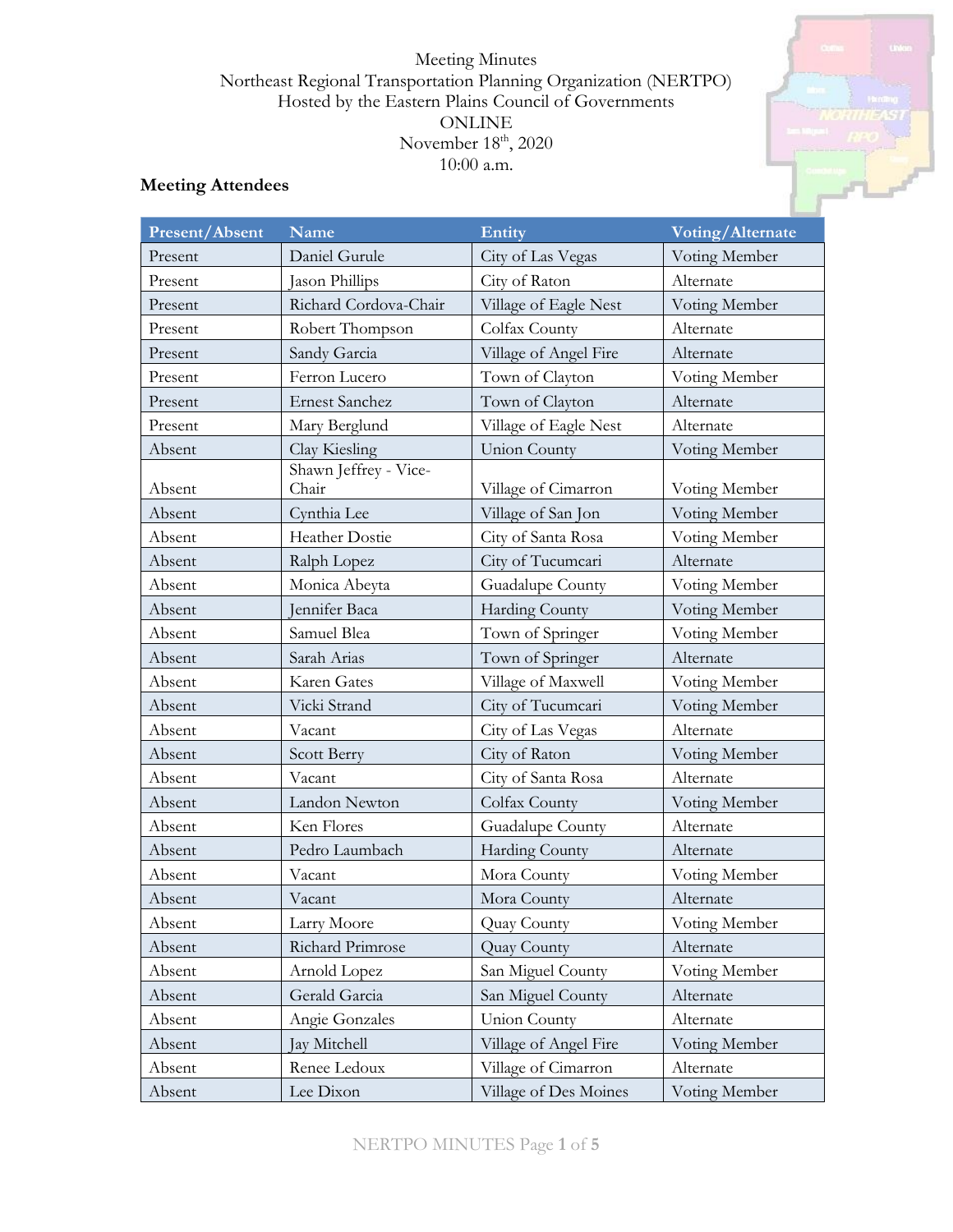Meeting Minutes
Northeast Regional Transportation Planning Organization (NERTPO)
Hosted by the Eastern Plains Council of Governments
ONLINE
November 18th, 2020
10:00 a.m.

## Meeting Attendees

| Present/Absent | Name | Entity | Voting/Alternate |
|---|---|---|---|
| Present | Daniel Gurule | City of Las Vegas | Voting Member |
| Present | Jason Phillips | City of Raton | Alternate |
| Present | Richard Cordova-Chair | Village of Eagle Nest | Voting Member |
| Present | Robert Thompson | Colfax County | Alternate |
| Present | Sandy Garcia | Village of Angel Fire | Alternate |
| Present | Ferron Lucero | Town of Clayton | Voting Member |
| Present | Ernest Sanchez | Town of Clayton | Alternate |
| Present | Mary Berglund | Village of Eagle Nest | Alternate |
| Absent | Clay Kiesling | Union County | Voting Member |
| Absent | Shawn Jeffrey - Vice-Chair | Village of Cimarron | Voting Member |
| Absent | Cynthia Lee | Village of San Jon | Voting Member |
| Absent | Heather Dostie | City of Santa Rosa | Voting Member |
| Absent | Ralph Lopez | City of Tucumcari | Alternate |
| Absent | Monica Abeyta | Guadalupe County | Voting Member |
| Absent | Jennifer Baca | Harding County | Voting Member |
| Absent | Samuel Blea | Town of Springer | Voting Member |
| Absent | Sarah Arias | Town of Springer | Alternate |
| Absent | Karen Gates | Village of Maxwell | Voting Member |
| Absent | Vicki Strand | City of Tucumcari | Voting Member |
| Absent | Vacant | City of Las Vegas | Alternate |
| Absent | Scott Berry | City of Raton | Voting Member |
| Absent | Vacant | City of Santa Rosa | Alternate |
| Absent | Landon Newton | Colfax County | Voting Member |
| Absent | Ken Flores | Guadalupe County | Alternate |
| Absent | Pedro Laumbach | Harding County | Alternate |
| Absent | Vacant | Mora County | Voting Member |
| Absent | Vacant | Mora County | Alternate |
| Absent | Larry Moore | Quay County | Voting Member |
| Absent | Richard Primrose | Quay County | Alternate |
| Absent | Arnold Lopez | San Miguel County | Voting Member |
| Absent | Gerald Garcia | San Miguel County | Alternate |
| Absent | Angie Gonzales | Union County | Alternate |
| Absent | Jay Mitchell | Village of Angel Fire | Voting Member |
| Absent | Renee Ledoux | Village of Cimarron | Alternate |
| Absent | Lee Dixon | Village of Des Moines | Voting Member |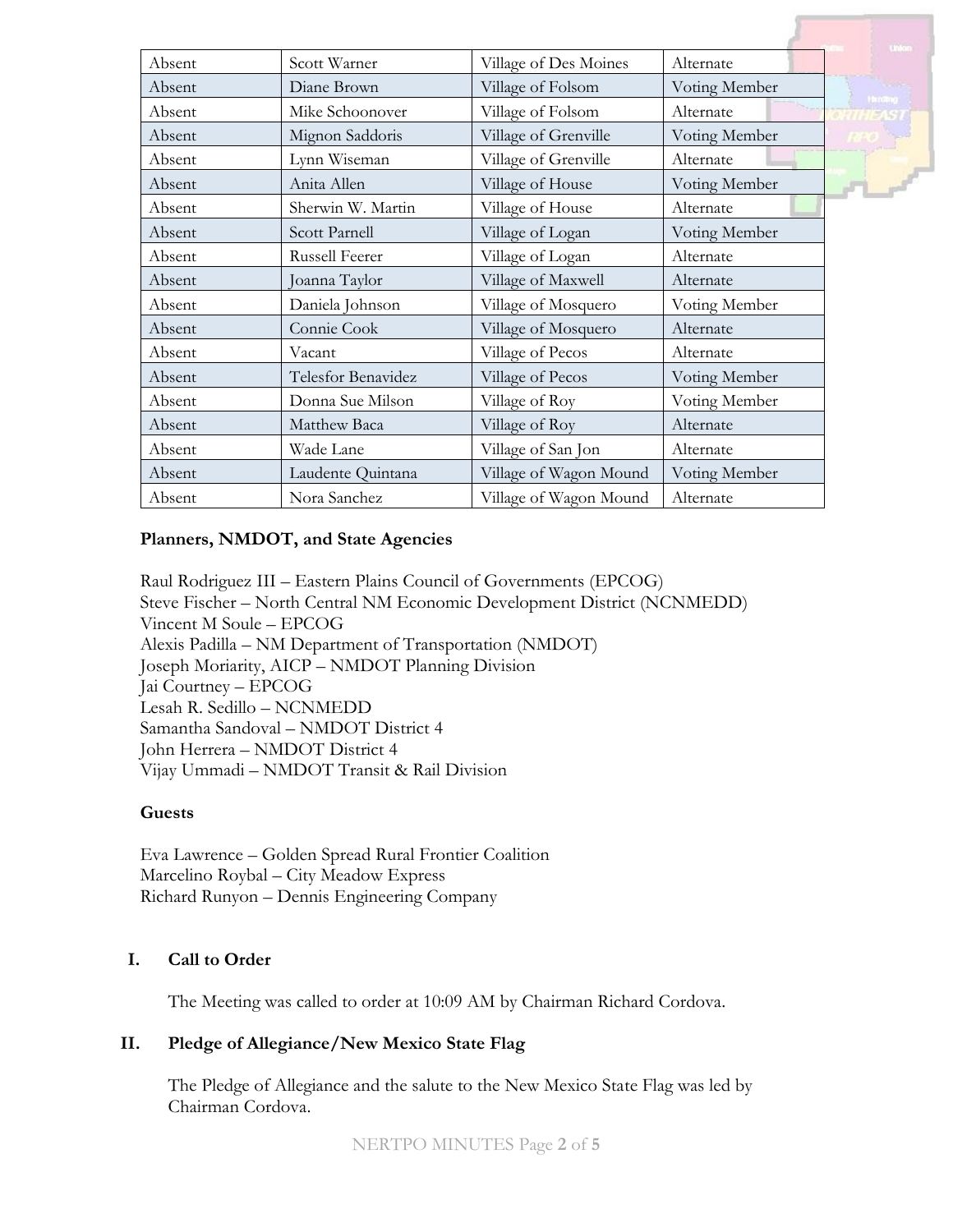| | | | |
|---|---|---|---|
| Absent | Scott Warner | Village of Des Moines | Alternate |
| Absent | Diane Brown | Village of Folsom | Voting Member |
| Absent | Mike Schoonover | Village of Folsom | Alternate |
| Absent | Mignon Saddoris | Village of Grenville | Voting Member |
| Absent | Lynn Wiseman | Village of Grenville | Alternate |
| Absent | Anita Allen | Village of House | Voting Member |
| Absent | Sherwin W. Martin | Village of House | Alternate |
| Absent | Scott Parnell | Village of Logan | Voting Member |
| Absent | Russell Feerer | Village of Logan | Alternate |
| Absent | Joanna Taylor | Village of Maxwell | Alternate |
| Absent | Daniela Johnson | Village of Mosquero | Voting Member |
| Absent | Connie Cook | Village of Mosquero | Alternate |
| Absent | Vacant | Village of Pecos | Alternate |
| Absent | Telesfor Benavidez | Village of Pecos | Voting Member |
| Absent | Donna Sue Milson | Village of Roy | Voting Member |
| Absent | Matthew Baca | Village of Roy | Alternate |
| Absent | Wade Lane | Village of San Jon | Alternate |
| Absent | Laudente Quintana | Village of Wagon Mound | Voting Member |
| Absent | Nora Sanchez | Village of Wagon Mound | Alternate |

**Planners, NMDOT, and State Agencies**

Raul Rodriguez III – Eastern Plains Council of Governments (EPCOG)
Steve Fischer – North Central NM Economic Development District (NCNMEDD)
Vincent M Soule – EPCOG
Alexis Padilla – NM Department of Transportation (NMDOT)
Joseph Moriarity, AICP – NMDOT Planning Division
Jai Courtney – EPCOG
Lesah R. Sedillo – NCNMEDD
Samantha Sandoval – NMDOT District 4
John Herrera – NMDOT District 4
Vijay Ummadi – NMDOT Transit & Rail Division

**Guests**

Eva Lawrence – Golden Spread Rural Frontier Coalition
Marcelino Roybal – City Meadow Express
Richard Runyon – Dennis Engineering Company

## I. Call to Order

The Meeting was called to order at 10:09 AM by Chairman Richard Cordova.

## II. Pledge of Allegiance/New Mexico State Flag

The Pledge of Allegiance and the salute to the New Mexico State Flag was led by Chairman Cordova.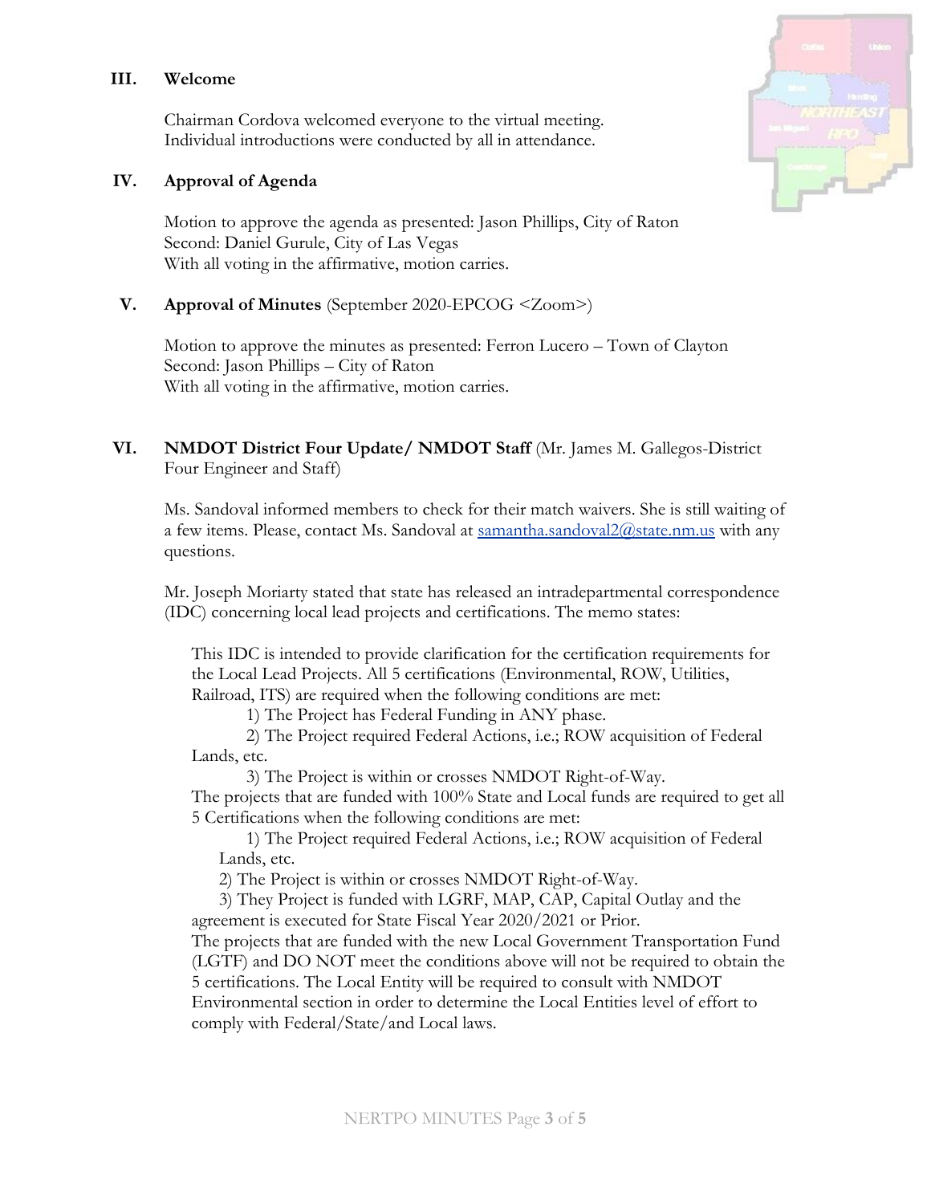## III. Welcome

Chairman Cordova welcomed everyone to the virtual meeting.
Individual introductions were conducted by all in attendance.

## IV. Approval of Agenda

Motion to approve the agenda as presented: Jason Phillips, City of Raton
Second: Daniel Gurule, City of Las Vegas
With all voting in the affirmative, motion carries.

## V. Approval of Minutes (September 2020-EPCOG <Zoom>)

Motion to approve the minutes as presented: Ferron Lucero – Town of Clayton
Second: Jason Phillips – City of Raton
With all voting in the affirmative, motion carries.

## VI. NMDOT District Four Update/ NMDOT Staff (Mr. James M. Gallegos-District Four Engineer and Staff)

Ms. Sandoval informed members to check for their match waivers. She is still waiting of a few items. Please, contact Ms. Sandoval at samantha.sandoval2@state.nm.us with any questions.

Mr. Joseph Moriarty stated that state has released an intradepartmental correspondence (IDC) concerning local lead projects and certifications. The memo states:

> This IDC is intended to provide clarification for the certification requirements for the Local Lead Projects. All 5 certifications (Environmental, ROW, Utilities, Railroad, ITS) are required when the following conditions are met:
>
> 1) The Project has Federal Funding in ANY phase.
> 2) The Project required Federal Actions, i.e.; ROW acquisition of Federal Lands, etc.
> 3) The Project is within or crosses NMDOT Right-of-Way.
>
> The projects that are funded with 100% State and Local funds are required to get all 5 Certifications when the following conditions are met:
>
> 1) The Project required Federal Actions, i.e.; ROW acquisition of Federal Lands, etc.
> 2) The Project is within or crosses NMDOT Right-of-Way.
> 3) They Project is funded with LGRF, MAP, CAP, Capital Outlay and the agreement is executed for State Fiscal Year 2020/2021 or Prior.
>
> The projects that are funded with the new Local Government Transportation Fund (LGTF) and DO NOT meet the conditions above will not be required to obtain the 5 certifications. The Local Entity will be required to consult with NMDOT Environmental section in order to determine the Local Entities level of effort to comply with Federal/State/and Local laws.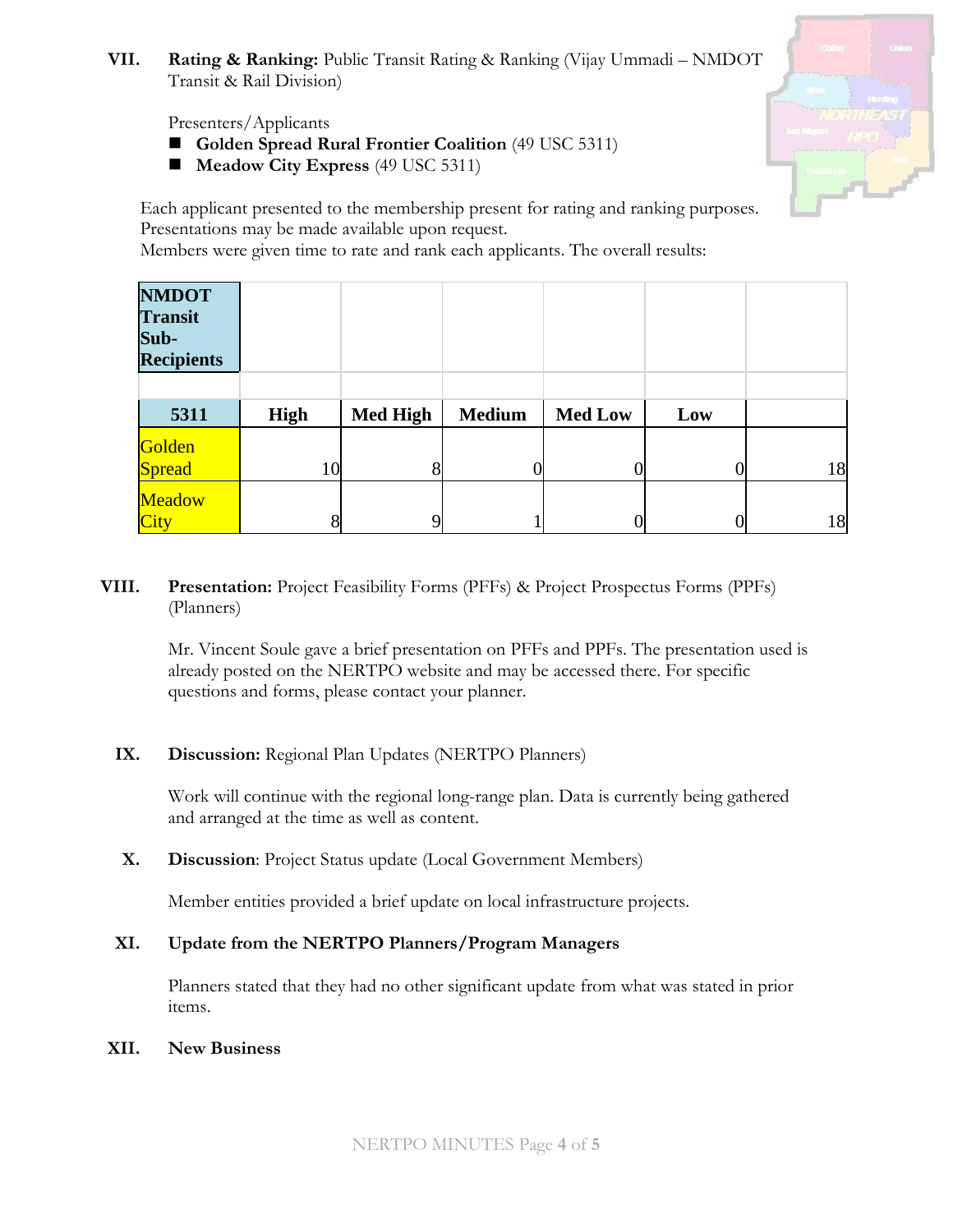**VII. Rating & Ranking:** Public Transit Rating & Ranking (Vijay Ummadi – NMDOT Transit & Rail Division)

Presenters/Applicants

- **Golden Spread Rural Frontier Coalition** (49 USC 5311)
- **Meadow City Express** (49 USC 5311)

Each applicant presented to the membership present for rating and ranking purposes. Presentations may be made available upon request.
Members were given time to rate and rank each applicants. The overall results:

| **NMDOT Transit Sub-Recipients** | | | | | | |
|---|---|---|---|---|---|---|
| | | | | | | |
| **5311** | **High** | **Med High** | **Medium** | **Med Low** | **Low** | |
| Golden Spread | 10 | 8 | 0 | 0 | 0 | 18 |
| Meadow City | 8 | 9 | 1 | 0 | 0 | 18 |

**VIII. Presentation:** Project Feasibility Forms (PFFs) & Project Prospectus Forms (PPFs) (Planners)

Mr. Vincent Soule gave a brief presentation on PFFs and PPFs. The presentation used is already posted on the NERTPO website and may be accessed there. For specific questions and forms, please contact your planner.

**IX. Discussion:** Regional Plan Updates (NERTPO Planners)

Work will continue with the regional long-range plan. Data is currently being gathered and arranged at the time as well as content.

**X. Discussion**: Project Status update (Local Government Members)

Member entities provided a brief update on local infrastructure projects.

**XI. Update from the NERTPO Planners/Program Managers**

Planners stated that they had no other significant update from what was stated in prior items.

**XII. New Business**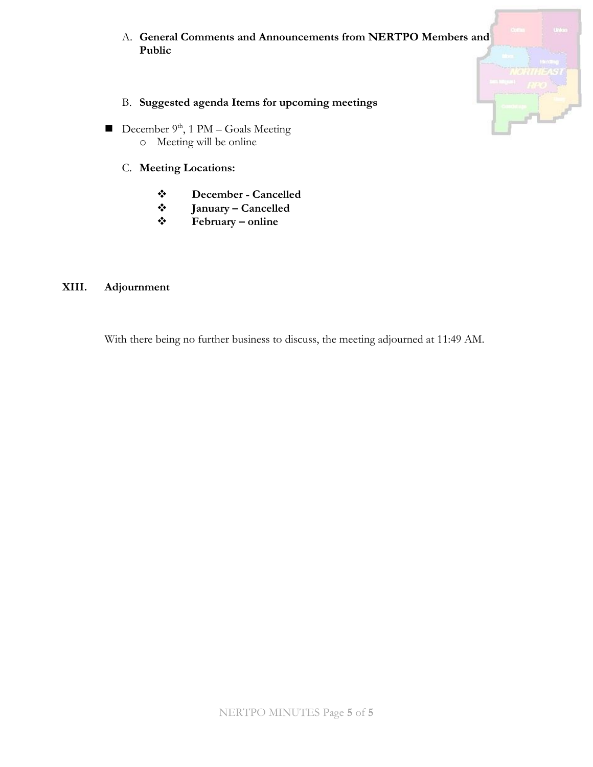A. **General Comments and Announcements from NERTPO Members and Public**

B. **Suggested agenda Items for upcoming meetings**

- December 9th, 1 PM – Goals Meeting
  - Meeting will be online

C. **Meeting Locations:**

- **December - Cancelled**
- **January – Cancelled**
- **February – online**

## XIII. Adjournment

With there being no further business to discuss, the meeting adjourned at 11:49 AM.